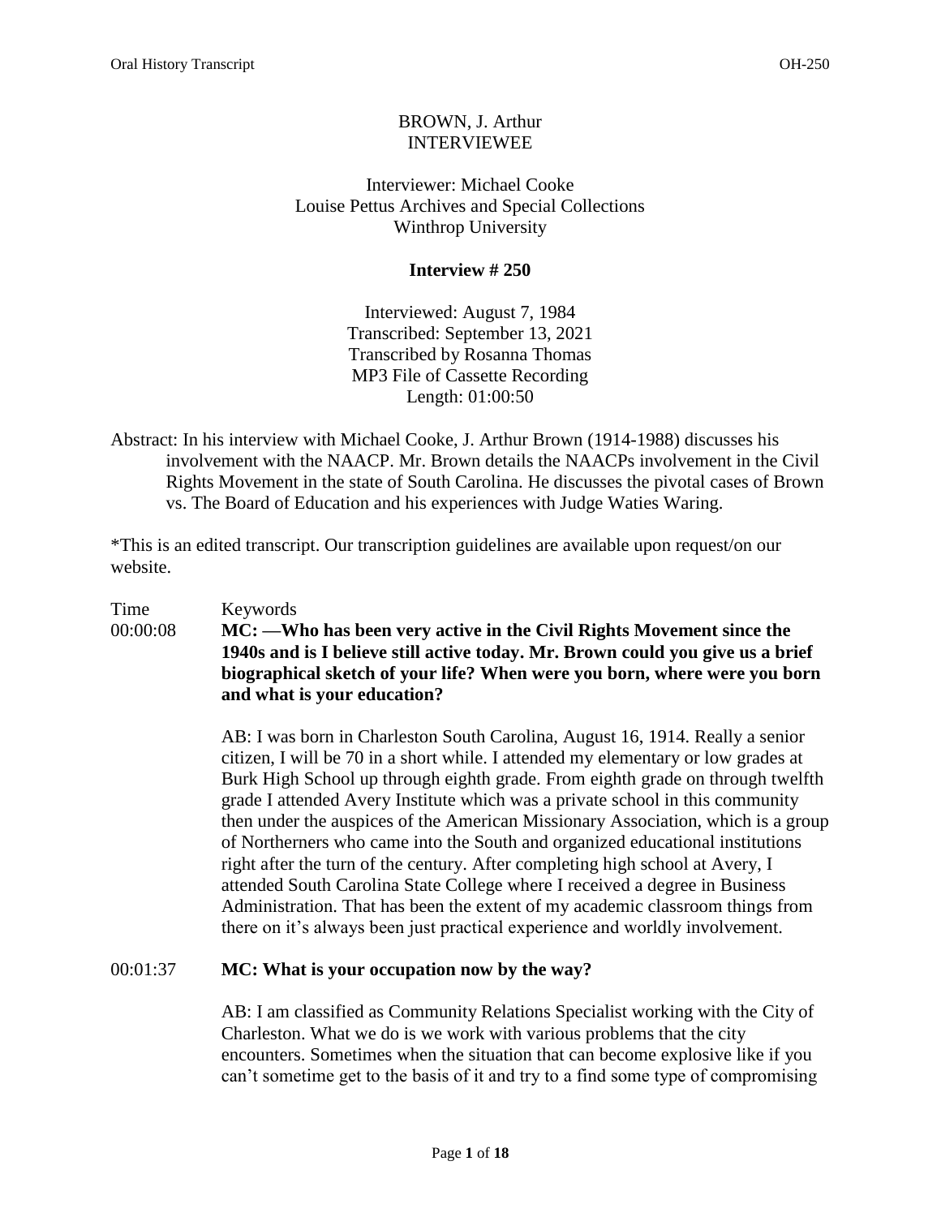BROWN, J. Arthur
INTERVIEWEE

Interviewer: Michael Cooke
Louise Pettus Archives and Special Collections
Winthrop University

**Interview # 250**

Interviewed: August 7, 1984
Transcribed: September 13, 2021
Transcribed by Rosanna Thomas
MP3 File of Cassette Recording
Length: 01:00:50

Abstract: In his interview with Michael Cooke, J. Arthur Brown (1914-1988) discusses his involvement with the NAACP. Mr. Brown details the NAACPs involvement in the Civil Rights Movement in the state of South Carolina. He discusses the pivotal cases of Brown vs. The Board of Education and his experiences with Judge Waties Waring.

*This is an edited transcript. Our transcription guidelines are available upon request/on our website.

Time Keywords

00:00:08 **MC: —Who has been very active in the Civil Rights Movement since the 1940s and is I believe still active today. Mr. Brown could you give us a brief biographical sketch of your life? When were you born, where were you born and what is your education?**

AB: I was born in Charleston South Carolina, August 16, 1914. Really a senior citizen, I will be 70 in a short while. I attended my elementary or low grades at Burk High School up through eighth grade. From eighth grade on through twelfth grade I attended Avery Institute which was a private school in this community then under the auspices of the American Missionary Association, which is a group of Northerners who came into the South and organized educational institutions right after the turn of the century. After completing high school at Avery, I attended South Carolina State College where I received a degree in Business Administration. That has been the extent of my academic classroom things from there on it's always been just practical experience and worldly involvement.

00:01:37 **MC: What is your occupation now by the way?**

AB: I am classified as Community Relations Specialist working with the City of Charleston. What we do is we work with various problems that the city encounters. Sometimes when the situation that can become explosive like if you can't sometime get to the basis of it and try to a find some type of compromising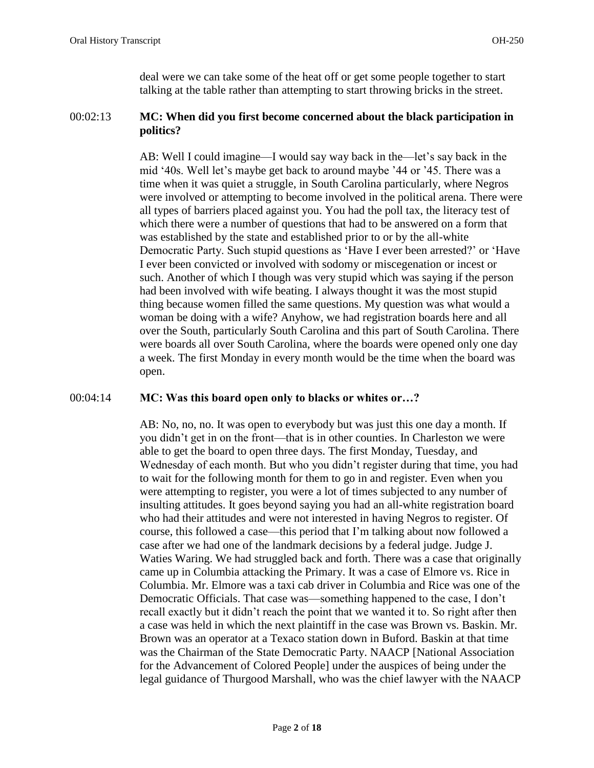deal were we can take some of the heat off or get some people together to start talking at the table rather than attempting to start throwing bricks in the street.

00:02:13 **MC: When did you first become concerned about the black participation in politics?**

AB: Well I could imagine—I would say way back in the—let's say back in the mid '40s. Well let's maybe get back to around maybe '44 or '45. There was a time when it was quiet a struggle, in South Carolina particularly, where Negros were involved or attempting to become involved in the political arena. There were all types of barriers placed against you. You had the poll tax, the literacy test of which there were a number of questions that had to be answered on a form that was established by the state and established prior to or by the all-white Democratic Party. Such stupid questions as 'Have I ever been arrested?' or 'Have I ever been convicted or involved with sodomy or miscegenation or incest or such. Another of which I though was very stupid which was saying if the person had been involved with wife beating. I always thought it was the most stupid thing because women filled the same questions. My question was what would a woman be doing with a wife? Anyhow, we had registration boards here and all over the South, particularly South Carolina and this part of South Carolina. There were boards all over South Carolina, where the boards were opened only one day a week. The first Monday in every month would be the time when the board was open.

00:04:14 **MC: Was this board open only to blacks or whites or…?**

AB: No, no, no. It was open to everybody but was just this one day a month. If you didn't get in on the front—that is in other counties. In Charleston we were able to get the board to open three days. The first Monday, Tuesday, and Wednesday of each month. But who you didn't register during that time, you had to wait for the following month for them to go in and register. Even when you were attempting to register, you were a lot of times subjected to any number of insulting attitudes. It goes beyond saying you had an all-white registration board who had their attitudes and were not interested in having Negros to register. Of course, this followed a case—this period that I'm talking about now followed a case after we had one of the landmark decisions by a federal judge. Judge J. Waties Waring. We had struggled back and forth. There was a case that originally came up in Columbia attacking the Primary. It was a case of Elmore vs. Rice in Columbia. Mr. Elmore was a taxi cab driver in Columbia and Rice was one of the Democratic Officials. That case was—something happened to the case, I don't recall exactly but it didn't reach the point that we wanted it to. So right after then a case was held in which the next plaintiff in the case was Brown vs. Baskin. Mr. Brown was an operator at a Texaco station down in Buford. Baskin at that time was the Chairman of the State Democratic Party. NAACP [National Association for the Advancement of Colored People] under the auspices of being under the legal guidance of Thurgood Marshall, who was the chief lawyer with the NAACP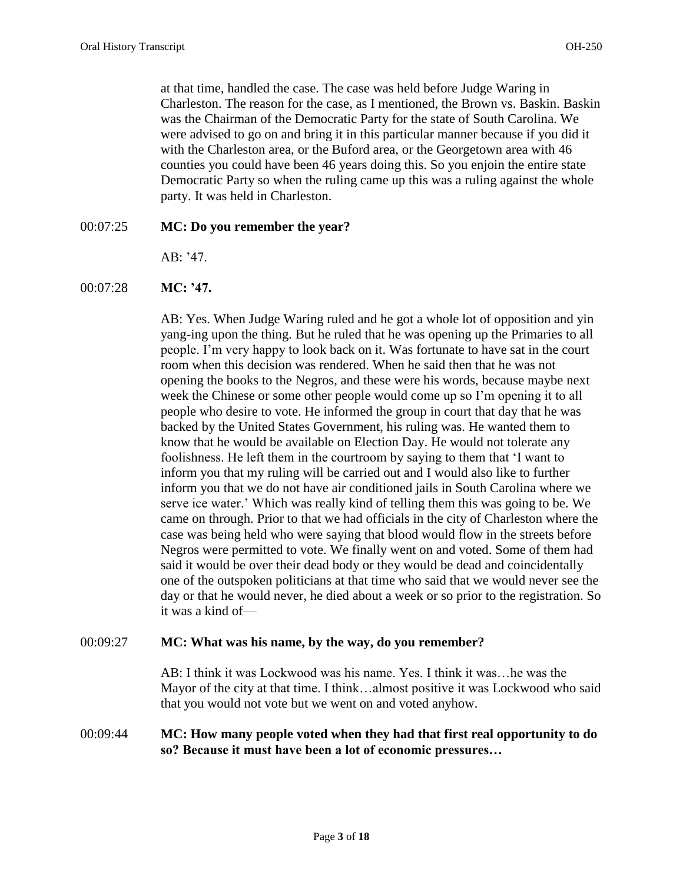at that time, handled the case. The case was held before Judge Waring in Charleston. The reason for the case, as I mentioned, the Brown vs. Baskin. Baskin was the Chairman of the Democratic Party for the state of South Carolina. We were advised to go on and bring it in this particular manner because if you did it with the Charleston area, or the Buford area, or the Georgetown area with 46 counties you could have been 46 years doing this. So you enjoin the entire state Democratic Party so when the ruling came up this was a ruling against the whole party. It was held in Charleston.

00:07:25 **MC: Do you remember the year?**

AB: '47.

00:07:28 **MC: '47.**

AB: Yes. When Judge Waring ruled and he got a whole lot of opposition and yin yang-ing upon the thing. But he ruled that he was opening up the Primaries to all people. I'm very happy to look back on it. Was fortunate to have sat in the court room when this decision was rendered. When he said then that he was not opening the books to the Negros, and these were his words, because maybe next week the Chinese or some other people would come up so I'm opening it to all people who desire to vote. He informed the group in court that day that he was backed by the United States Government, his ruling was. He wanted them to know that he would be available on Election Day. He would not tolerate any foolishness. He left them in the courtroom by saying to them that 'I want to inform you that my ruling will be carried out and I would also like to further inform you that we do not have air conditioned jails in South Carolina where we serve ice water.' Which was really kind of telling them this was going to be. We came on through. Prior to that we had officials in the city of Charleston where the case was being held who were saying that blood would flow in the streets before Negros were permitted to vote. We finally went on and voted. Some of them had said it would be over their dead body or they would be dead and coincidentally one of the outspoken politicians at that time who said that we would never see the day or that he would never, he died about a week or so prior to the registration. So it was a kind of—

00:09:27 **MC: What was his name, by the way, do you remember?**

AB: I think it was Lockwood was his name. Yes. I think it was…he was the Mayor of the city at that time. I think…almost positive it was Lockwood who said that you would not vote but we went on and voted anyhow.

00:09:44 **MC: How many people voted when they had that first real opportunity to do so? Because it must have been a lot of economic pressures…**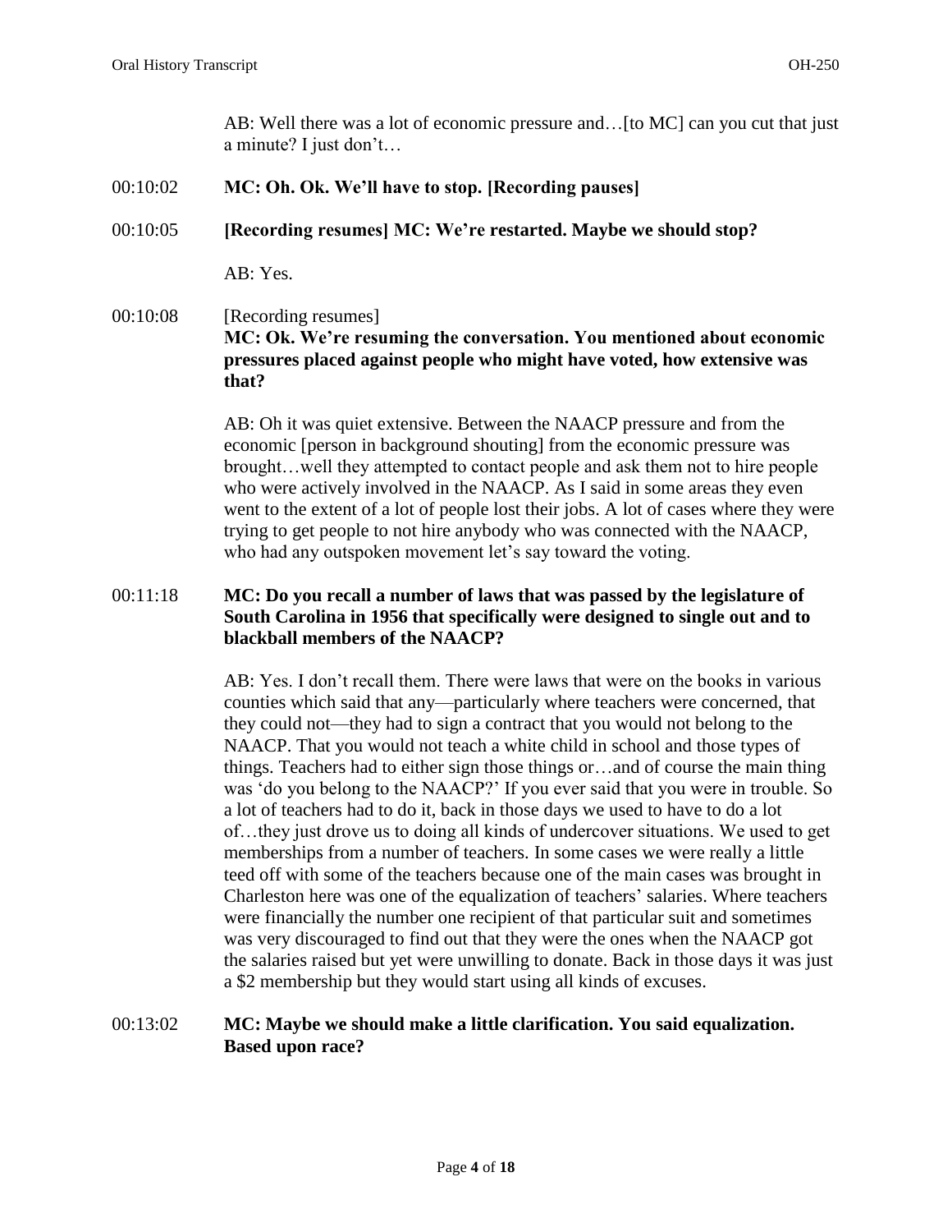AB: Well there was a lot of economic pressure and…[to MC] can you cut that just a minute? I just don't…

00:10:02 **MC: Oh. Ok. We'll have to stop. [Recording pauses]**

00:10:05 **[Recording resumes] MC: We're restarted. Maybe we should stop?**

AB: Yes.

00:10:08 [Recording resumes]
**MC: Ok. We're resuming the conversation. You mentioned about economic pressures placed against people who might have voted, how extensive was that?**

AB: Oh it was quiet extensive. Between the NAACP pressure and from the economic [person in background shouting] from the economic pressure was brought…well they attempted to contact people and ask them not to hire people who were actively involved in the NAACP. As I said in some areas they even went to the extent of a lot of people lost their jobs. A lot of cases where they were trying to get people to not hire anybody who was connected with the NAACP, who had any outspoken movement let's say toward the voting.

00:11:18 **MC: Do you recall a number of laws that was passed by the legislature of South Carolina in 1956 that specifically were designed to single out and to blackball members of the NAACP?**

AB: Yes. I don't recall them. There were laws that were on the books in various counties which said that any—particularly where teachers were concerned, that they could not—they had to sign a contract that you would not belong to the NAACP. That you would not teach a white child in school and those types of things. Teachers had to either sign those things or…and of course the main thing was 'do you belong to the NAACP?' If you ever said that you were in trouble. So a lot of teachers had to do it, back in those days we used to have to do a lot of…they just drove us to doing all kinds of undercover situations. We used to get memberships from a number of teachers. In some cases we were really a little teed off with some of the teachers because one of the main cases was brought in Charleston here was one of the equalization of teachers' salaries. Where teachers were financially the number one recipient of that particular suit and sometimes was very discouraged to find out that they were the ones when the NAACP got the salaries raised but yet were unwilling to donate. Back in those days it was just a $2 membership but they would start using all kinds of excuses.

00:13:02 **MC: Maybe we should make a little clarification. You said equalization. Based upon race?**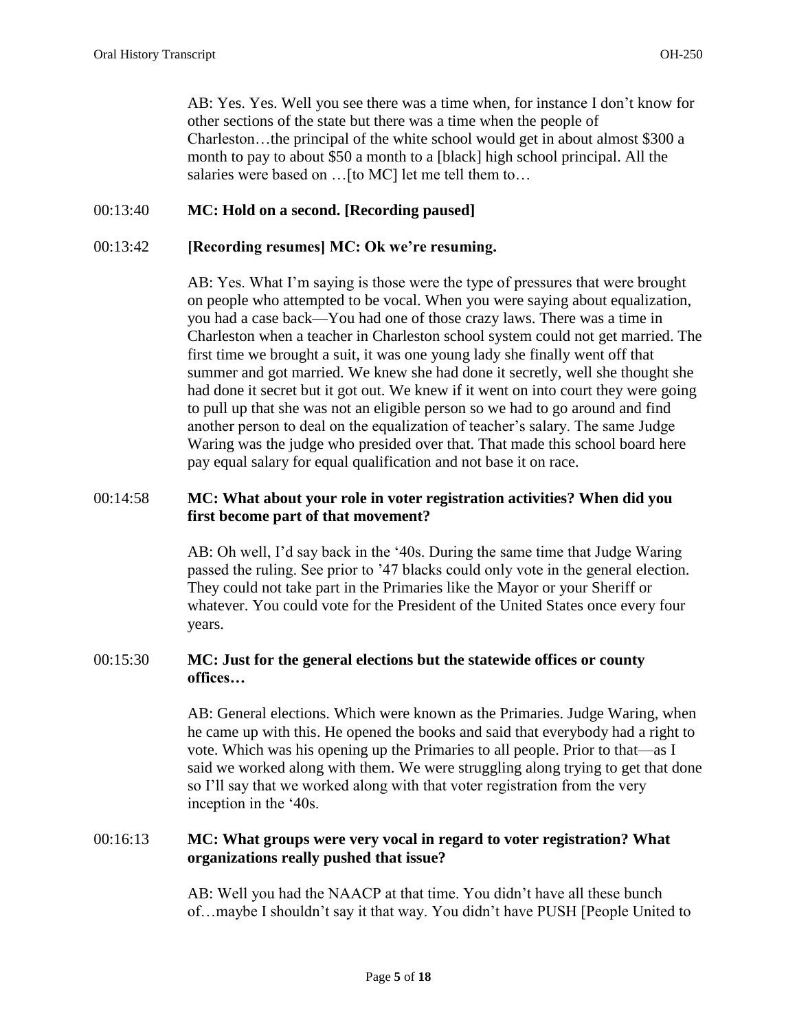AB: Yes. Yes. Well you see there was a time when, for instance I don't know for other sections of the state but there was a time when the people of Charleston…the principal of the white school would get in about almost $300 a month to pay to about $50 a month to a [black] high school principal. All the salaries were based on …[to MC] let me tell them to…

00:13:40 **MC: Hold on a second. [Recording paused]**

00:13:42 **[Recording resumes] MC: Ok we're resuming.**

AB: Yes. What I'm saying is those were the type of pressures that were brought on people who attempted to be vocal. When you were saying about equalization, you had a case back—You had one of those crazy laws. There was a time in Charleston when a teacher in Charleston school system could not get married. The first time we brought a suit, it was one young lady she finally went off that summer and got married. We knew she had done it secretly, well she thought she had done it secret but it got out. We knew if it went on into court they were going to pull up that she was not an eligible person so we had to go around and find another person to deal on the equalization of teacher's salary. The same Judge Waring was the judge who presided over that. That made this school board here pay equal salary for equal qualification and not base it on race.

00:14:58 **MC: What about your role in voter registration activities? When did you first become part of that movement?**

AB: Oh well, I'd say back in the '40s. During the same time that Judge Waring passed the ruling. See prior to '47 blacks could only vote in the general election. They could not take part in the Primaries like the Mayor or your Sheriff or whatever. You could vote for the President of the United States once every four years.

00:15:30 **MC: Just for the general elections but the statewide offices or county offices…**

AB: General elections. Which were known as the Primaries. Judge Waring, when he came up with this. He opened the books and said that everybody had a right to vote. Which was his opening up the Primaries to all people. Prior to that—as I said we worked along with them. We were struggling along trying to get that done so I'll say that we worked along with that voter registration from the very inception in the '40s.

00:16:13 **MC: What groups were very vocal in regard to voter registration? What organizations really pushed that issue?**

AB: Well you had the NAACP at that time. You didn't have all these bunch of…maybe I shouldn't say it that way. You didn't have PUSH [People United to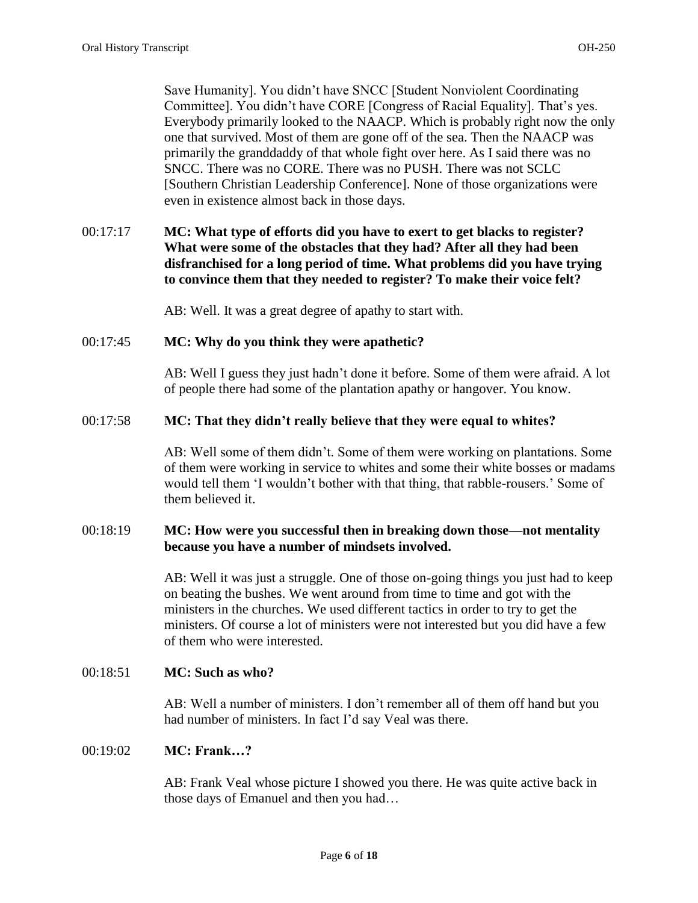Save Humanity]. You didn't have SNCC [Student Nonviolent Coordinating Committee]. You didn't have CORE [Congress of Racial Equality]. That's yes. Everybody primarily looked to the NAACP. Which is probably right now the only one that survived. Most of them are gone off of the sea. Then the NAACP was primarily the granddaddy of that whole fight over here. As I said there was no SNCC. There was no CORE. There was no PUSH. There was not SCLC [Southern Christian Leadership Conference]. None of those organizations were even in existence almost back in those days.

00:17:17 **MC: What type of efforts did you have to exert to get blacks to register? What were some of the obstacles that they had? After all they had been disfranchised for a long period of time. What problems did you have trying to convince them that they needed to register? To make their voice felt?**

AB: Well. It was a great degree of apathy to start with.

00:17:45 **MC: Why do you think they were apathetic?**

AB: Well I guess they just hadn't done it before. Some of them were afraid. A lot of people there had some of the plantation apathy or hangover. You know.

00:17:58 **MC: That they didn't really believe that they were equal to whites?**

AB: Well some of them didn't. Some of them were working on plantations. Some of them were working in service to whites and some their white bosses or madams would tell them 'I wouldn't bother with that thing, that rabble-rousers.' Some of them believed it.

00:18:19 **MC: How were you successful then in breaking down those—not mentality because you have a number of mindsets involved.**

AB: Well it was just a struggle. One of those on-going things you just had to keep on beating the bushes. We went around from time to time and got with the ministers in the churches. We used different tactics in order to try to get the ministers. Of course a lot of ministers were not interested but you did have a few of them who were interested.

00:18:51 **MC: Such as who?**

AB: Well a number of ministers. I don't remember all of them off hand but you had number of ministers. In fact I'd say Veal was there.

00:19:02 **MC: Frank…?**

AB: Frank Veal whose picture I showed you there. He was quite active back in those days of Emanuel and then you had…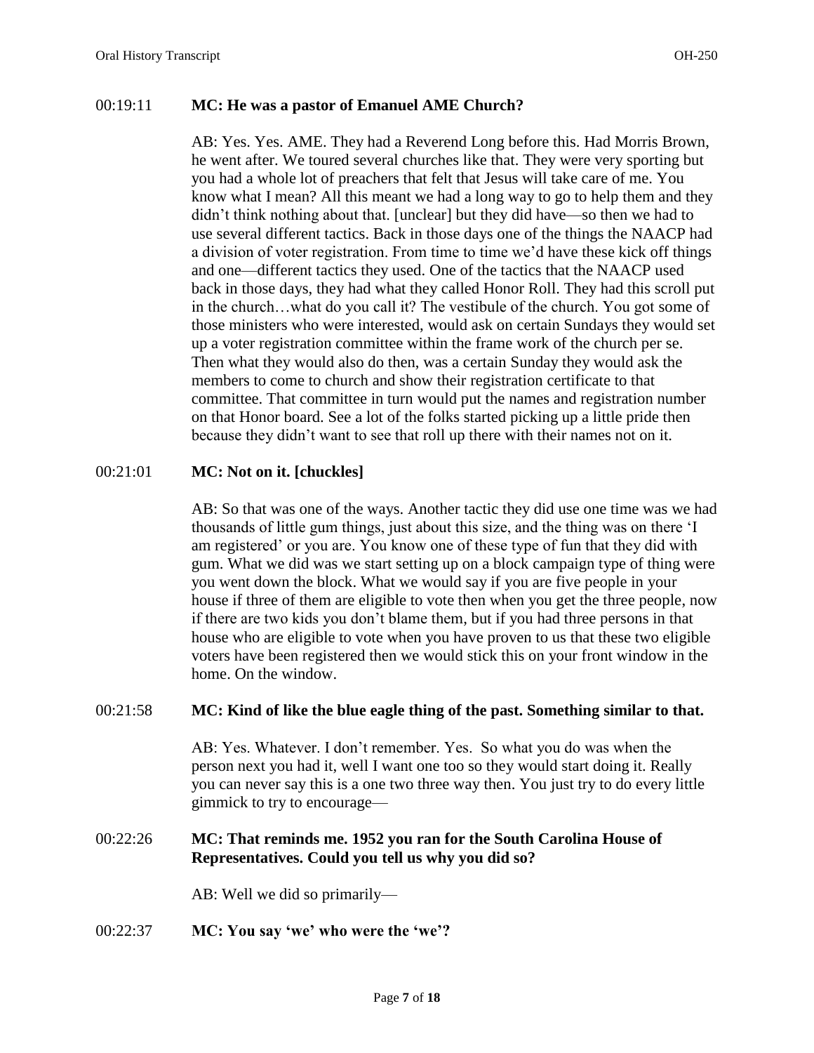00:19:11 **MC: He was a pastor of Emanuel AME Church?**

AB: Yes. Yes. AME. They had a Reverend Long before this. Had Morris Brown, he went after. We toured several churches like that. They were very sporting but you had a whole lot of preachers that felt that Jesus will take care of me. You know what I mean? All this meant we had a long way to go to help them and they didn't think nothing about that. [unclear] but they did have—so then we had to use several different tactics. Back in those days one of the things the NAACP had a division of voter registration. From time to time we'd have these kick off things and one—different tactics they used. One of the tactics that the NAACP used back in those days, they had what they called Honor Roll. They had this scroll put in the church…what do you call it? The vestibule of the church. You got some of those ministers who were interested, would ask on certain Sundays they would set up a voter registration committee within the frame work of the church per se. Then what they would also do then, was a certain Sunday they would ask the members to come to church and show their registration certificate to that committee. That committee in turn would put the names and registration number on that Honor board. See a lot of the folks started picking up a little pride then because they didn't want to see that roll up there with their names not on it.

00:21:01 **MC: Not on it. [chuckles]**

AB: So that was one of the ways. Another tactic they did use one time was we had thousands of little gum things, just about this size, and the thing was on there 'I am registered' or you are. You know one of these type of fun that they did with gum. What we did was we start setting up on a block campaign type of thing were you went down the block. What we would say if you are five people in your house if three of them are eligible to vote then when you get the three people, now if there are two kids you don't blame them, but if you had three persons in that house who are eligible to vote when you have proven to us that these two eligible voters have been registered then we would stick this on your front window in the home. On the window.

00:21:58 **MC: Kind of like the blue eagle thing of the past. Something similar to that.**

AB: Yes. Whatever. I don't remember. Yes. So what you do was when the person next you had it, well I want one too so they would start doing it. Really you can never say this is a one two three way then. You just try to do every little gimmick to try to encourage—

00:22:26 **MC: That reminds me. 1952 you ran for the South Carolina House of Representatives. Could you tell us why you did so?**

AB: Well we did so primarily—

00:22:37 **MC: You say 'we' who were the 'we'?**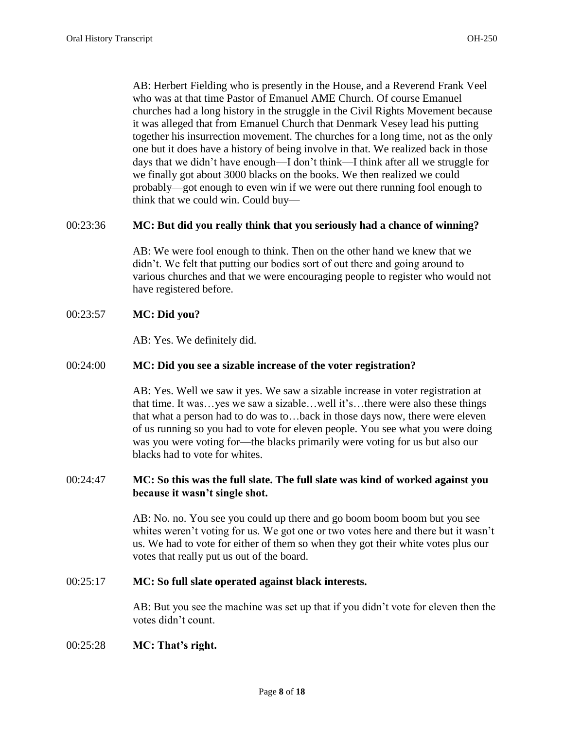AB: Herbert Fielding who is presently in the House, and a Reverend Frank Veel who was at that time Pastor of Emanuel AME Church. Of course Emanuel churches had a long history in the struggle in the Civil Rights Movement because it was alleged that from Emanuel Church that Denmark Vesey lead his putting together his insurrection movement. The churches for a long time, not as the only one but it does have a history of being involve in that. We realized back in those days that we didn't have enough—I don't think—I think after all we struggle for we finally got about 3000 blacks on the books. We then realized we could probably—got enough to even win if we were out there running fool enough to think that we could win. Could buy—

00:23:36 **MC: But did you really think that you seriously had a chance of winning?**

AB: We were fool enough to think. Then on the other hand we knew that we didn't. We felt that putting our bodies sort of out there and going around to various churches and that we were encouraging people to register who would not have registered before.

00:23:57 **MC: Did you?**

AB: Yes. We definitely did.

00:24:00 **MC: Did you see a sizable increase of the voter registration?**

AB: Yes. Well we saw it yes. We saw a sizable increase in voter registration at that time. It was…yes we saw a sizable…well it's…there were also these things that what a person had to do was to…back in those days now, there were eleven of us running so you had to vote for eleven people. You see what you were doing was you were voting for—the blacks primarily were voting for us but also our blacks had to vote for whites.

00:24:47 **MC: So this was the full slate. The full slate was kind of worked against you because it wasn't single shot.**

AB: No. no. You see you could up there and go boom boom boom but you see whites weren't voting for us. We got one or two votes here and there but it wasn't us. We had to vote for either of them so when they got their white votes plus our votes that really put us out of the board.

00:25:17 **MC: So full slate operated against black interests.**

AB: But you see the machine was set up that if you didn't vote for eleven then the votes didn't count.

00:25:28 **MC: That's right.**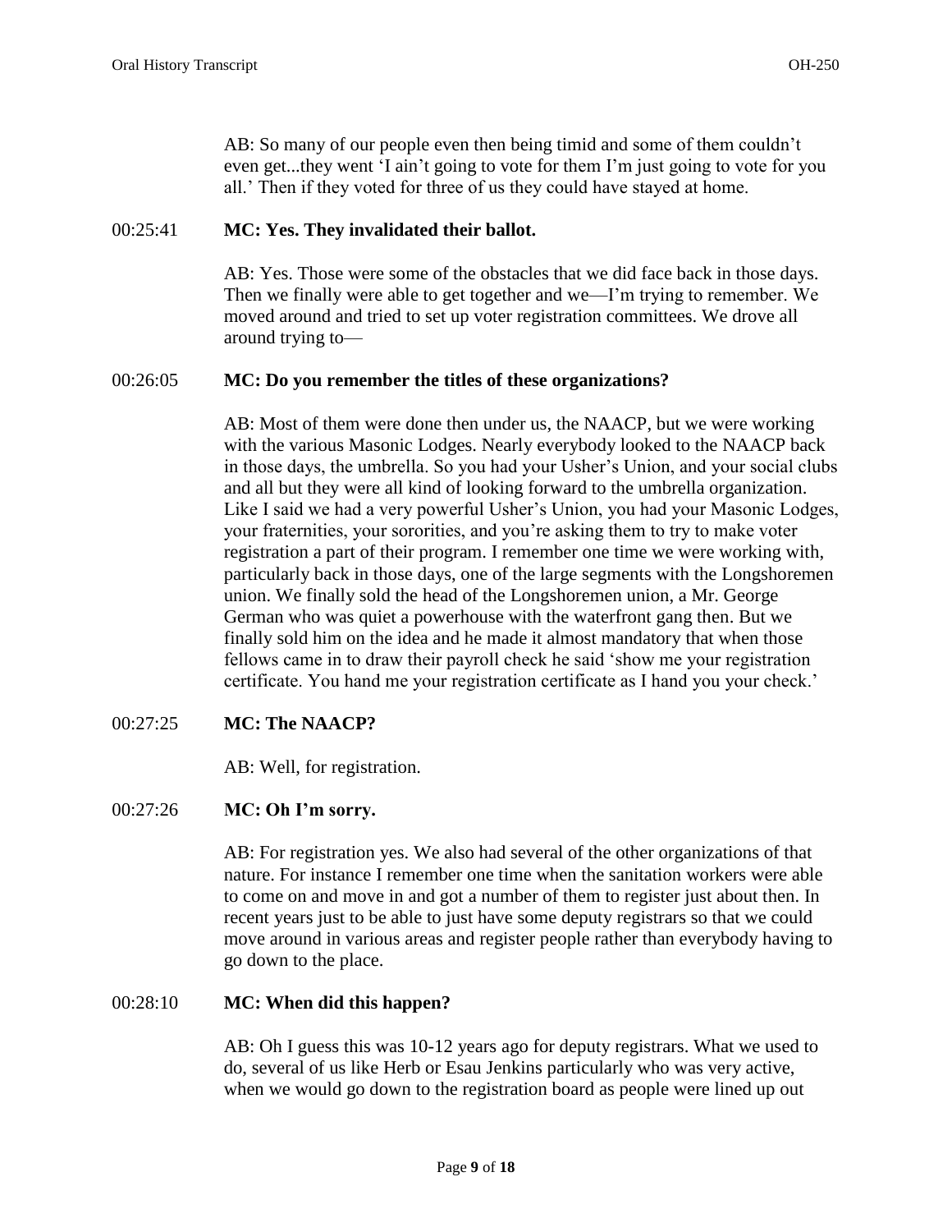AB: So many of our people even then being timid and some of them couldn't even get...they went 'I ain't going to vote for them I'm just going to vote for you all.' Then if they voted for three of us they could have stayed at home.

00:25:41 **MC: Yes. They invalidated their ballot.**

AB: Yes. Those were some of the obstacles that we did face back in those days. Then we finally were able to get together and we—I'm trying to remember. We moved around and tried to set up voter registration committees. We drove all around trying to—

00:26:05 **MC: Do you remember the titles of these organizations?**

AB: Most of them were done then under us, the NAACP, but we were working with the various Masonic Lodges. Nearly everybody looked to the NAACP back in those days, the umbrella. So you had your Usher's Union, and your social clubs and all but they were all kind of looking forward to the umbrella organization. Like I said we had a very powerful Usher's Union, you had your Masonic Lodges, your fraternities, your sororities, and you're asking them to try to make voter registration a part of their program. I remember one time we were working with, particularly back in those days, one of the large segments with the Longshoremen union. We finally sold the head of the Longshoremen union, a Mr. George German who was quiet a powerhouse with the waterfront gang then. But we finally sold him on the idea and he made it almost mandatory that when those fellows came in to draw their payroll check he said 'show me your registration certificate. You hand me your registration certificate as I hand you your check.'

00:27:25 **MC: The NAACP?**

AB: Well, for registration.

00:27:26 **MC: Oh I'm sorry.**

AB: For registration yes. We also had several of the other organizations of that nature. For instance I remember one time when the sanitation workers were able to come on and move in and got a number of them to register just about then. In recent years just to be able to just have some deputy registrars so that we could move around in various areas and register people rather than everybody having to go down to the place.

00:28:10 **MC: When did this happen?**

AB: Oh I guess this was 10-12 years ago for deputy registrars. What we used to do, several of us like Herb or Esau Jenkins particularly who was very active, when we would go down to the registration board as people were lined up out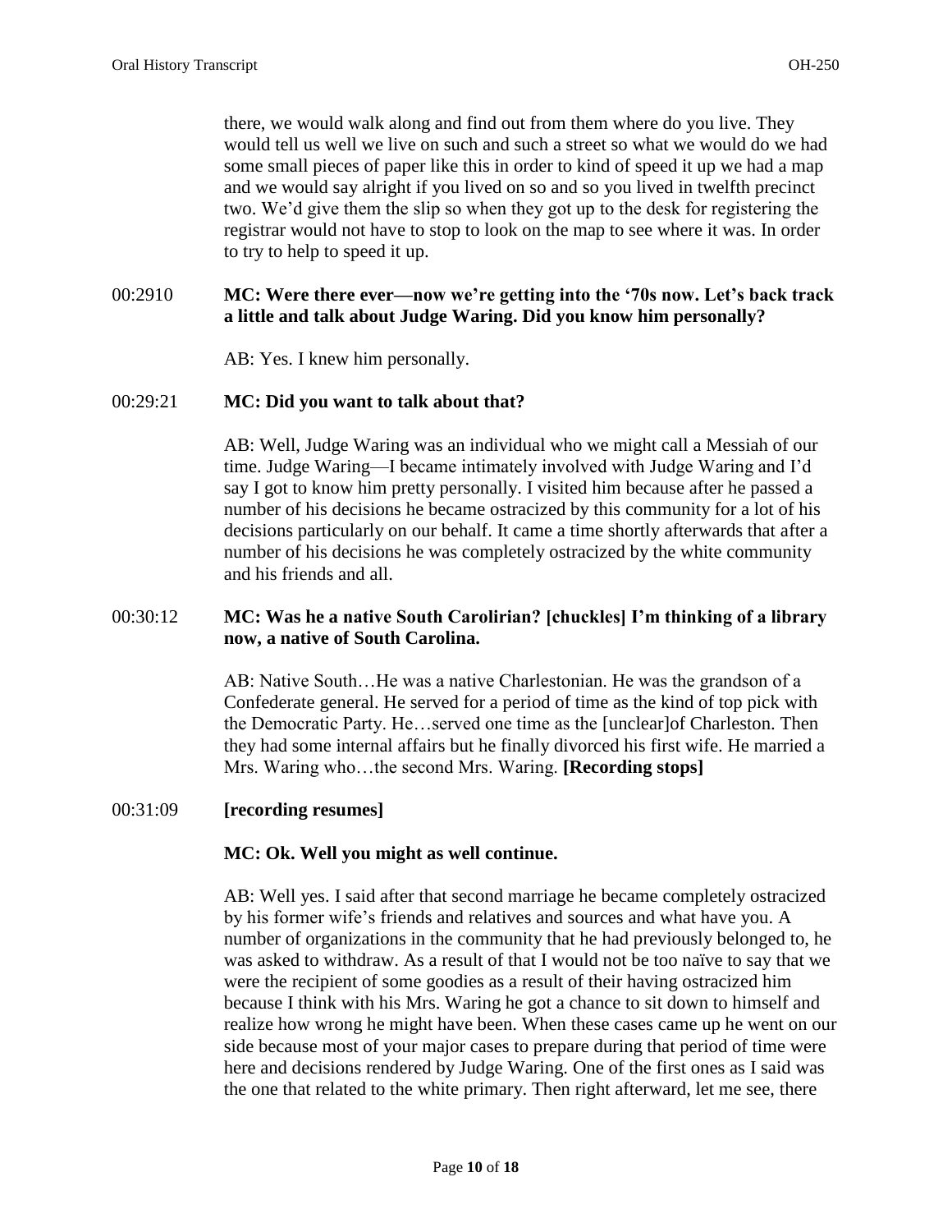there, we would walk along and find out from them where do you live. They would tell us well we live on such and such a street so what we would do we had some small pieces of paper like this in order to kind of speed it up we had a map and we would say alright if you lived on so and so you lived in twelfth precinct two. We'd give them the slip so when they got up to the desk for registering the registrar would not have to stop to look on the map to see where it was. In order to try to help to speed it up.

00:2910 **MC: Were there ever—now we're getting into the '70s now. Let's back track a little and talk about Judge Waring. Did you know him personally?**

AB: Yes. I knew him personally.

00:29:21 **MC: Did you want to talk about that?**

AB: Well, Judge Waring was an individual who we might call a Messiah of our time. Judge Waring—I became intimately involved with Judge Waring and I'd say I got to know him pretty personally. I visited him because after he passed a number of his decisions he became ostracized by this community for a lot of his decisions particularly on our behalf. It came a time shortly afterwards that after a number of his decisions he was completely ostracized by the white community and his friends and all.

00:30:12 **MC: Was he a native South Carolirian? [chuckles] I'm thinking of a library now, a native of South Carolina.**

AB: Native South…He was a native Charlestonian. He was the grandson of a Confederate general. He served for a period of time as the kind of top pick with the Democratic Party. He…served one time as the [unclear]of Charleston. Then they had some internal affairs but he finally divorced his first wife. He married a Mrs. Waring who…the second Mrs. Waring. **[Recording stops]**

00:31:09 **[recording resumes]**

**MC: Ok. Well you might as well continue.**

AB: Well yes. I said after that second marriage he became completely ostracized by his former wife's friends and relatives and sources and what have you. A number of organizations in the community that he had previously belonged to, he was asked to withdraw. As a result of that I would not be too naïve to say that we were the recipient of some goodies as a result of their having ostracized him because I think with his Mrs. Waring he got a chance to sit down to himself and realize how wrong he might have been. When these cases came up he went on our side because most of your major cases to prepare during that period of time were here and decisions rendered by Judge Waring. One of the first ones as I said was the one that related to the white primary. Then right afterward, let me see, there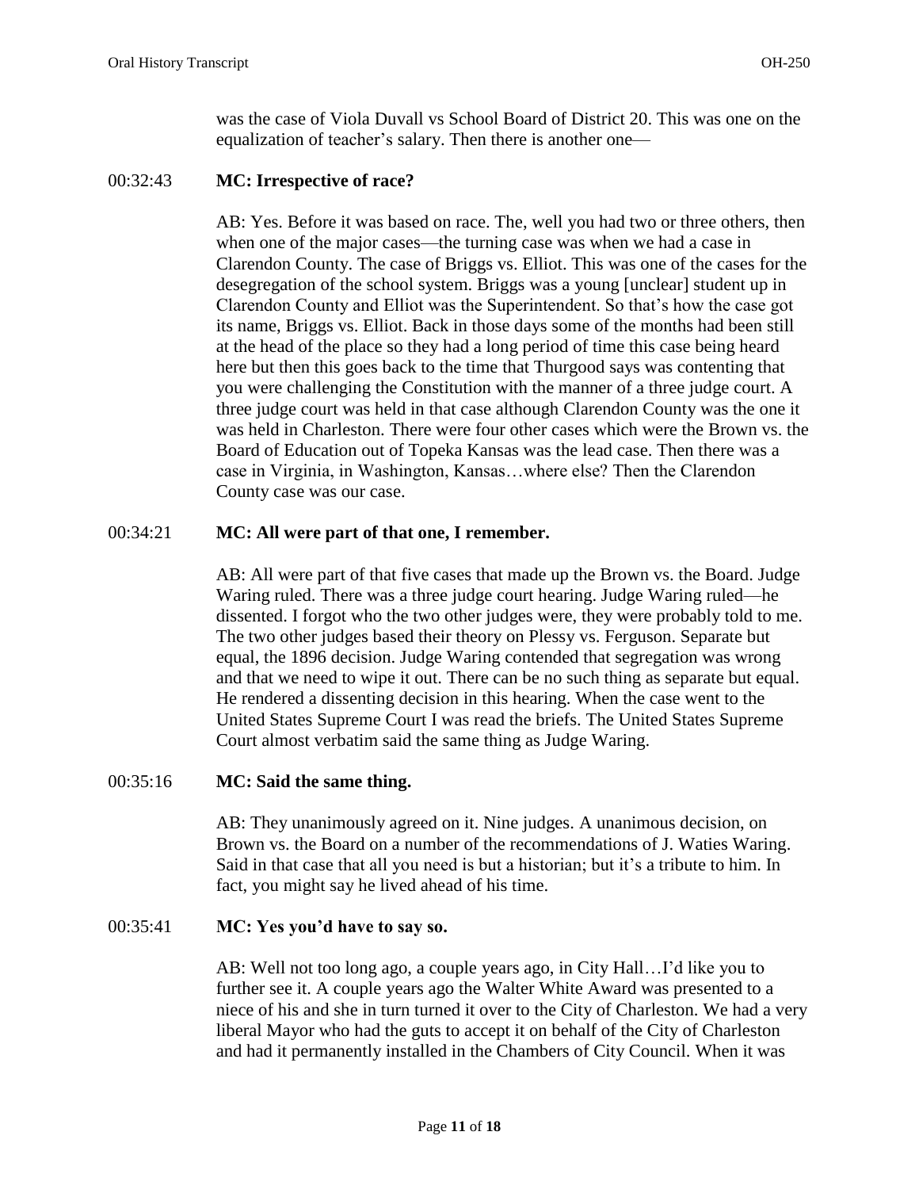was the case of Viola Duvall vs School Board of District 20. This was one on the equalization of teacher's salary. Then there is another one—

00:32:43 **MC: Irrespective of race?**

AB: Yes. Before it was based on race. The, well you had two or three others, then when one of the major cases—the turning case was when we had a case in Clarendon County. The case of Briggs vs. Elliot. This was one of the cases for the desegregation of the school system. Briggs was a young [unclear] student up in Clarendon County and Elliot was the Superintendent. So that's how the case got its name, Briggs vs. Elliot. Back in those days some of the months had been still at the head of the place so they had a long period of time this case being heard here but then this goes back to the time that Thurgood says was contenting that you were challenging the Constitution with the manner of a three judge court. A three judge court was held in that case although Clarendon County was the one it was held in Charleston. There were four other cases which were the Brown vs. the Board of Education out of Topeka Kansas was the lead case. Then there was a case in Virginia, in Washington, Kansas…where else? Then the Clarendon County case was our case.

00:34:21 **MC: All were part of that one, I remember.**

AB: All were part of that five cases that made up the Brown vs. the Board. Judge Waring ruled. There was a three judge court hearing. Judge Waring ruled—he dissented. I forgot who the two other judges were, they were probably told to me. The two other judges based their theory on Plessy vs. Ferguson. Separate but equal, the 1896 decision. Judge Waring contended that segregation was wrong and that we need to wipe it out. There can be no such thing as separate but equal. He rendered a dissenting decision in this hearing. When the case went to the United States Supreme Court I was read the briefs. The United States Supreme Court almost verbatim said the same thing as Judge Waring.

00:35:16 **MC: Said the same thing.**

AB: They unanimously agreed on it. Nine judges. A unanimous decision, on Brown vs. the Board on a number of the recommendations of J. Waties Waring. Said in that case that all you need is but a historian; but it's a tribute to him. In fact, you might say he lived ahead of his time.

00:35:41 **MC: Yes you'd have to say so.**

AB: Well not too long ago, a couple years ago, in City Hall…I'd like you to further see it. A couple years ago the Walter White Award was presented to a niece of his and she in turn turned it over to the City of Charleston. We had a very liberal Mayor who had the guts to accept it on behalf of the City of Charleston and had it permanently installed in the Chambers of City Council. When it was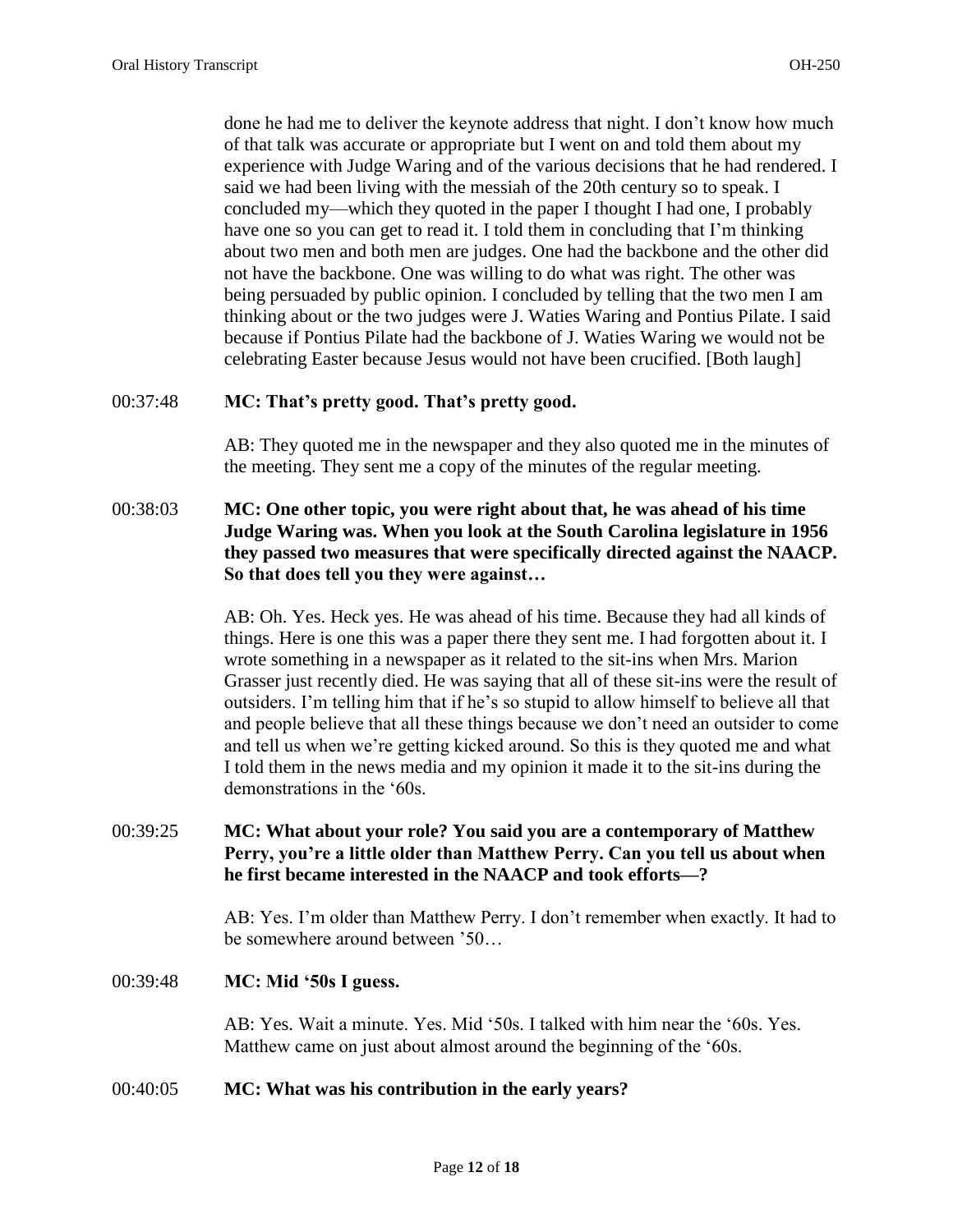done he had me to deliver the keynote address that night. I don't know how much of that talk was accurate or appropriate but I went on and told them about my experience with Judge Waring and of the various decisions that he had rendered. I said we had been living with the messiah of the 20th century so to speak. I concluded my—which they quoted in the paper I thought I had one, I probably have one so you can get to read it. I told them in concluding that I'm thinking about two men and both men are judges. One had the backbone and the other did not have the backbone. One was willing to do what was right. The other was being persuaded by public opinion. I concluded by telling that the two men I am thinking about or the two judges were J. Waties Waring and Pontius Pilate. I said because if Pontius Pilate had the backbone of J. Waties Waring we would not be celebrating Easter because Jesus would not have been crucified. [Both laugh]

00:37:48 **MC: That's pretty good. That's pretty good.**

AB: They quoted me in the newspaper and they also quoted me in the minutes of the meeting. They sent me a copy of the minutes of the regular meeting.

00:38:03 **MC: One other topic, you were right about that, he was ahead of his time Judge Waring was. When you look at the South Carolina legislature in 1956 they passed two measures that were specifically directed against the NAACP. So that does tell you they were against…**

AB: Oh. Yes. Heck yes. He was ahead of his time. Because they had all kinds of things. Here is one this was a paper there they sent me. I had forgotten about it. I wrote something in a newspaper as it related to the sit-ins when Mrs. Marion Grasser just recently died. He was saying that all of these sit-ins were the result of outsiders. I'm telling him that if he's so stupid to allow himself to believe all that and people believe that all these things because we don't need an outsider to come and tell us when we're getting kicked around. So this is they quoted me and what I told them in the news media and my opinion it made it to the sit-ins during the demonstrations in the '60s.

00:39:25 **MC: What about your role? You said you are a contemporary of Matthew Perry, you're a little older than Matthew Perry. Can you tell us about when he first became interested in the NAACP and took efforts—?**

AB: Yes. I'm older than Matthew Perry. I don't remember when exactly. It had to be somewhere around between '50…

00:39:48 **MC: Mid '50s I guess.**

AB: Yes. Wait a minute. Yes. Mid '50s. I talked with him near the '60s. Yes. Matthew came on just about almost around the beginning of the '60s.

00:40:05 **MC: What was his contribution in the early years?**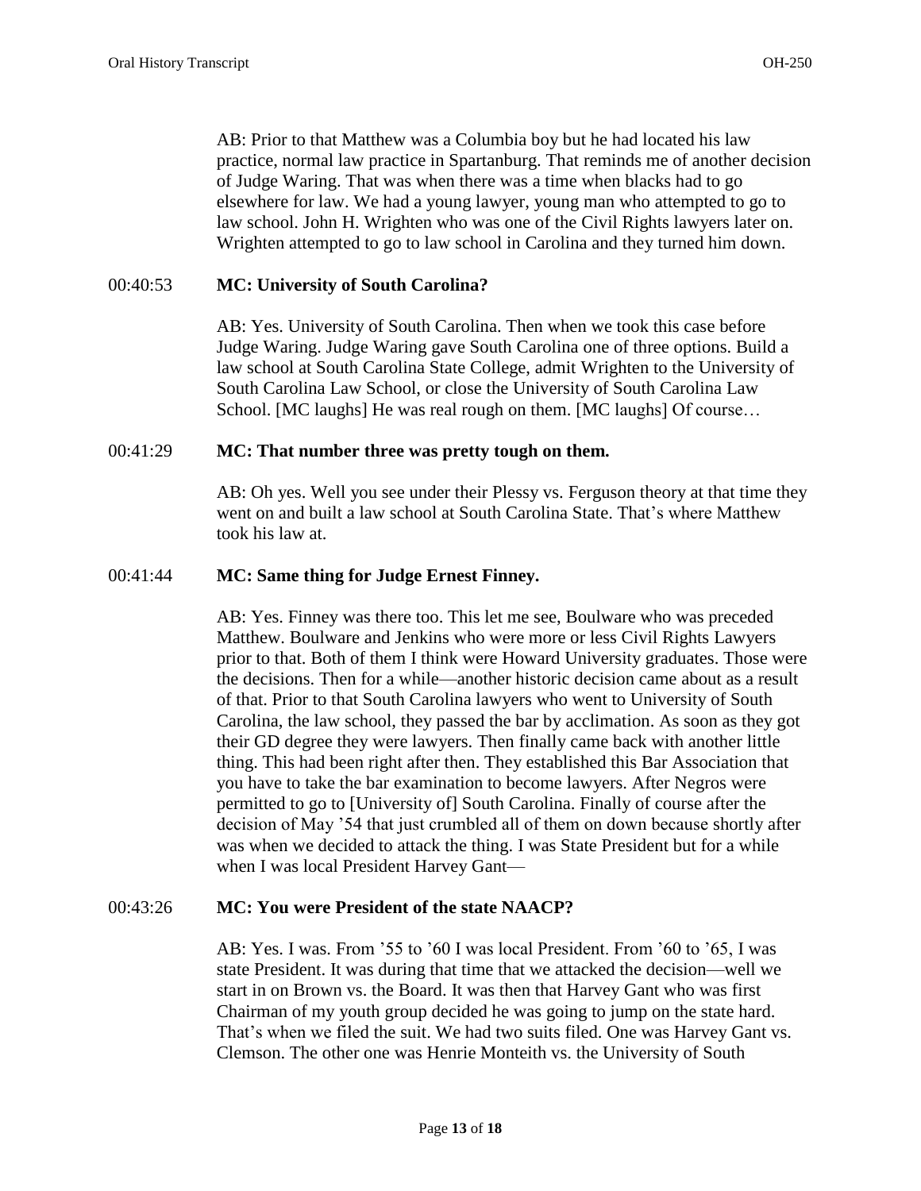AB: Prior to that Matthew was a Columbia boy but he had located his law practice, normal law practice in Spartanburg. That reminds me of another decision of Judge Waring. That was when there was a time when blacks had to go elsewhere for law. We had a young lawyer, young man who attempted to go to law school. John H. Wrighten who was one of the Civil Rights lawyers later on. Wrighten attempted to go to law school in Carolina and they turned him down.

00:40:53 **MC: University of South Carolina?**

AB: Yes. University of South Carolina. Then when we took this case before Judge Waring. Judge Waring gave South Carolina one of three options. Build a law school at South Carolina State College, admit Wrighten to the University of South Carolina Law School, or close the University of South Carolina Law School. [MC laughs] He was real rough on them. [MC laughs] Of course…

00:41:29 **MC: That number three was pretty tough on them.**

AB: Oh yes. Well you see under their Plessy vs. Ferguson theory at that time they went on and built a law school at South Carolina State. That's where Matthew took his law at.

00:41:44 **MC: Same thing for Judge Ernest Finney.**

AB: Yes. Finney was there too. This let me see, Boulware who was preceded Matthew. Boulware and Jenkins who were more or less Civil Rights Lawyers prior to that. Both of them I think were Howard University graduates. Those were the decisions. Then for a while—another historic decision came about as a result of that. Prior to that South Carolina lawyers who went to University of South Carolina, the law school, they passed the bar by acclimation. As soon as they got their GD degree they were lawyers. Then finally came back with another little thing. This had been right after then. They established this Bar Association that you have to take the bar examination to become lawyers. After Negros were permitted to go to [University of] South Carolina. Finally of course after the decision of May '54 that just crumbled all of them on down because shortly after was when we decided to attack the thing. I was State President but for a while when I was local President Harvey Gant—

00:43:26 **MC: You were President of the state NAACP?**

AB: Yes. I was. From '55 to '60 I was local President. From '60 to '65, I was state President. It was during that time that we attacked the decision—well we start in on Brown vs. the Board. It was then that Harvey Gant who was first Chairman of my youth group decided he was going to jump on the state hard. That's when we filed the suit. We had two suits filed. One was Harvey Gant vs. Clemson. The other one was Henrie Monteith vs. the University of South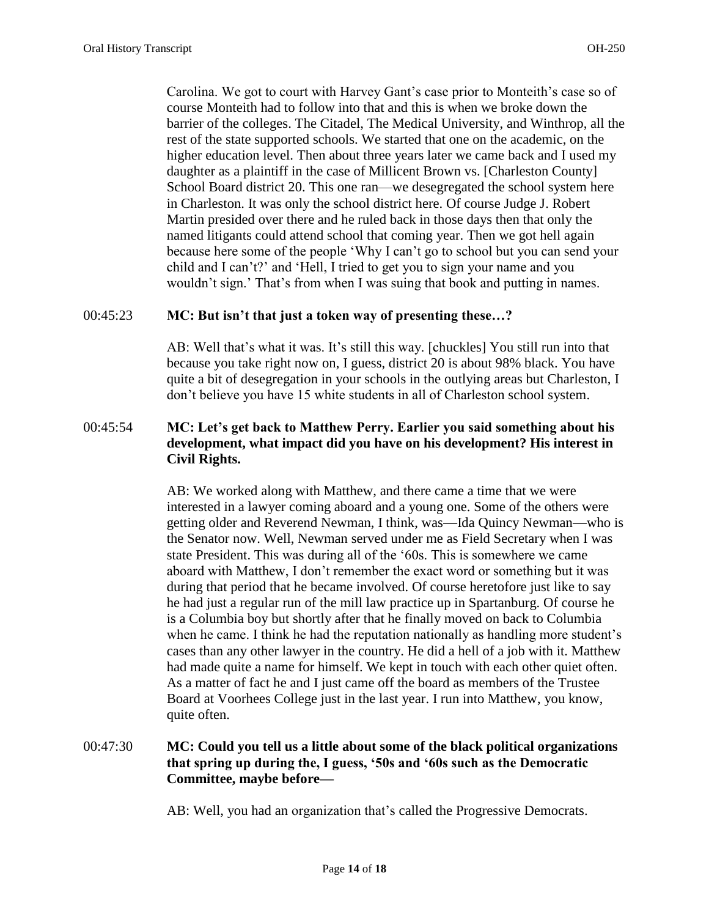Carolina. We got to court with Harvey Gant's case prior to Monteith's case so of course Monteith had to follow into that and this is when we broke down the barrier of the colleges. The Citadel, The Medical University, and Winthrop, all the rest of the state supported schools. We started that one on the academic, on the higher education level. Then about three years later we came back and I used my daughter as a plaintiff in the case of Millicent Brown vs. [Charleston County] School Board district 20. This one ran—we desegregated the school system here in Charleston. It was only the school district here. Of course Judge J. Robert Martin presided over there and he ruled back in those days then that only the named litigants could attend school that coming year. Then we got hell again because here some of the people 'Why I can't go to school but you can send your child and I can't?' and 'Hell, I tried to get you to sign your name and you wouldn't sign.' That's from when I was suing that book and putting in names.

00:45:23 **MC: But isn't that just a token way of presenting these…?**

AB: Well that's what it was. It's still this way. [chuckles] You still run into that because you take right now on, I guess, district 20 is about 98% black. You have quite a bit of desegregation in your schools in the outlying areas but Charleston, I don't believe you have 15 white students in all of Charleston school system.

00:45:54 **MC: Let's get back to Matthew Perry. Earlier you said something about his development, what impact did you have on his development? His interest in Civil Rights.**

AB: We worked along with Matthew, and there came a time that we were interested in a lawyer coming aboard and a young one. Some of the others were getting older and Reverend Newman, I think, was—Ida Quincy Newman—who is the Senator now. Well, Newman served under me as Field Secretary when I was state President. This was during all of the '60s. This is somewhere we came aboard with Matthew, I don't remember the exact word or something but it was during that period that he became involved. Of course heretofore just like to say he had just a regular run of the mill law practice up in Spartanburg. Of course he is a Columbia boy but shortly after that he finally moved on back to Columbia when he came. I think he had the reputation nationally as handling more student's cases than any other lawyer in the country. He did a hell of a job with it. Matthew had made quite a name for himself. We kept in touch with each other quiet often. As a matter of fact he and I just came off the board as members of the Trustee Board at Voorhees College just in the last year. I run into Matthew, you know, quite often.

00:47:30 **MC: Could you tell us a little about some of the black political organizations that spring up during the, I guess, '50s and '60s such as the Democratic Committee, maybe before—**

AB: Well, you had an organization that's called the Progressive Democrats.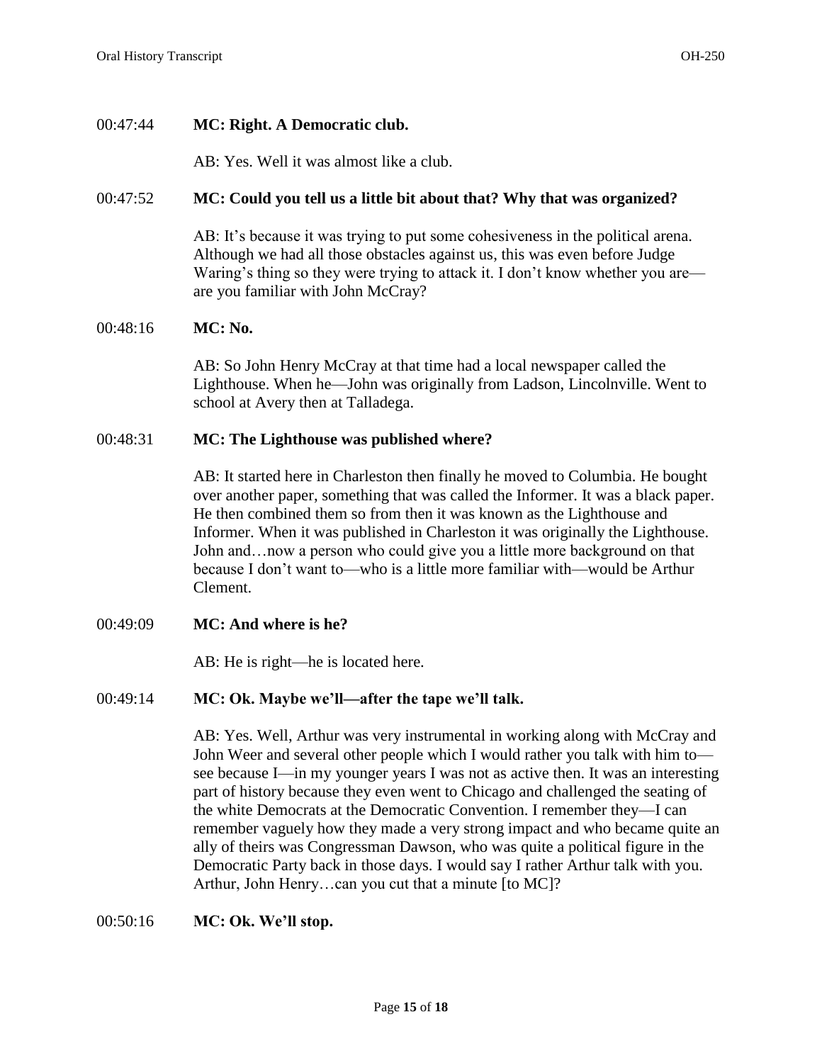00:47:44 **MC: Right. A Democratic club.**

AB: Yes. Well it was almost like a club.

00:47:52 **MC: Could you tell us a little bit about that? Why that was organized?**

AB: It's because it was trying to put some cohesiveness in the political arena. Although we had all those obstacles against us, this was even before Judge Waring's thing so they were trying to attack it. I don't know whether you are—are you familiar with John McCray?

00:48:16 **MC: No.**

AB: So John Henry McCray at that time had a local newspaper called the Lighthouse. When he—John was originally from Ladson, Lincolnville. Went to school at Avery then at Talladega.

00:48:31 **MC: The Lighthouse was published where?**

AB: It started here in Charleston then finally he moved to Columbia. He bought over another paper, something that was called the Informer. It was a black paper. He then combined them so from then it was known as the Lighthouse and Informer. When it was published in Charleston it was originally the Lighthouse. John and…now a person who could give you a little more background on that because I don't want to—who is a little more familiar with—would be Arthur Clement.

00:49:09 **MC: And where is he?**

AB: He is right—he is located here.

00:49:14 **MC: Ok. Maybe we'll—after the tape we'll talk.**

AB: Yes. Well, Arthur was very instrumental in working along with McCray and John Weer and several other people which I would rather you talk with him to—see because I—in my younger years I was not as active then. It was an interesting part of history because they even went to Chicago and challenged the seating of the white Democrats at the Democratic Convention. I remember they—I can remember vaguely how they made a very strong impact and who became quite an ally of theirs was Congressman Dawson, who was quite a political figure in the Democratic Party back in those days. I would say I rather Arthur talk with you. Arthur, John Henry…can you cut that a minute [to MC]?

00:50:16 **MC: Ok. We'll stop.**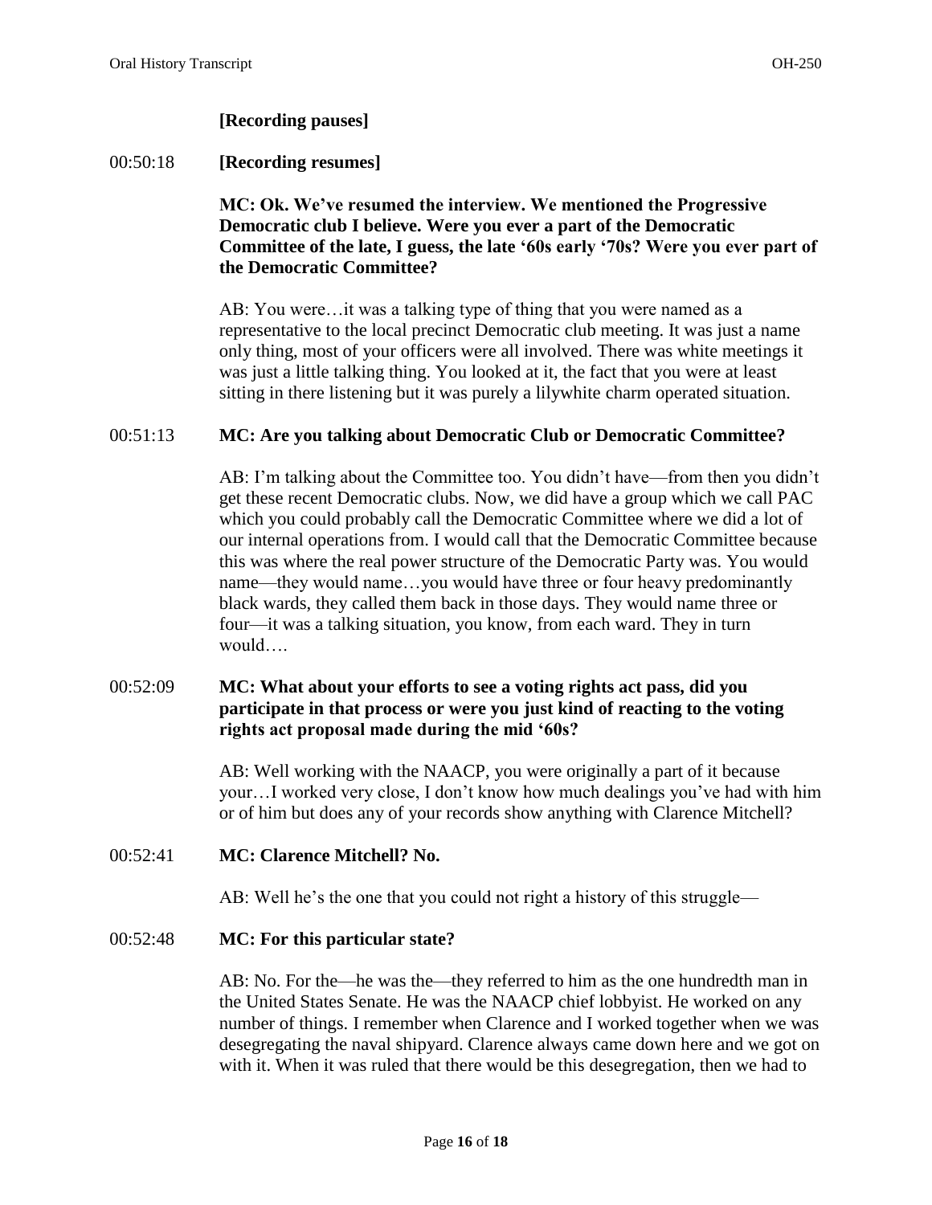**[Recording pauses]**

00:50:18 **[Recording resumes]**

**MC: Ok. We've resumed the interview. We mentioned the Progressive Democratic club I believe. Were you ever a part of the Democratic Committee of the late, I guess, the late '60s early '70s? Were you ever part of the Democratic Committee?**

AB: You were…it was a talking type of thing that you were named as a representative to the local precinct Democratic club meeting. It was just a name only thing, most of your officers were all involved. There was white meetings it was just a little talking thing. You looked at it, the fact that you were at least sitting in there listening but it was purely a lilywhite charm operated situation.

00:51:13 **MC: Are you talking about Democratic Club or Democratic Committee?**

AB: I'm talking about the Committee too. You didn't have—from then you didn't get these recent Democratic clubs. Now, we did have a group which we call PAC which you could probably call the Democratic Committee where we did a lot of our internal operations from. I would call that the Democratic Committee because this was where the real power structure of the Democratic Party was. You would name—they would name…you would have three or four heavy predominantly black wards, they called them back in those days. They would name three or four—it was a talking situation, you know, from each ward. They in turn would….

00:52:09 **MC: What about your efforts to see a voting rights act pass, did you participate in that process or were you just kind of reacting to the voting rights act proposal made during the mid '60s?**

AB: Well working with the NAACP, you were originally a part of it because your…I worked very close, I don't know how much dealings you've had with him or of him but does any of your records show anything with Clarence Mitchell?

00:52:41 **MC: Clarence Mitchell? No.**

AB: Well he's the one that you could not right a history of this struggle—

00:52:48 **MC: For this particular state?**

AB: No. For the—he was the—they referred to him as the one hundredth man in the United States Senate. He was the NAACP chief lobbyist. He worked on any number of things. I remember when Clarence and I worked together when we was desegregating the naval shipyard. Clarence always came down here and we got on with it. When it was ruled that there would be this desegregation, then we had to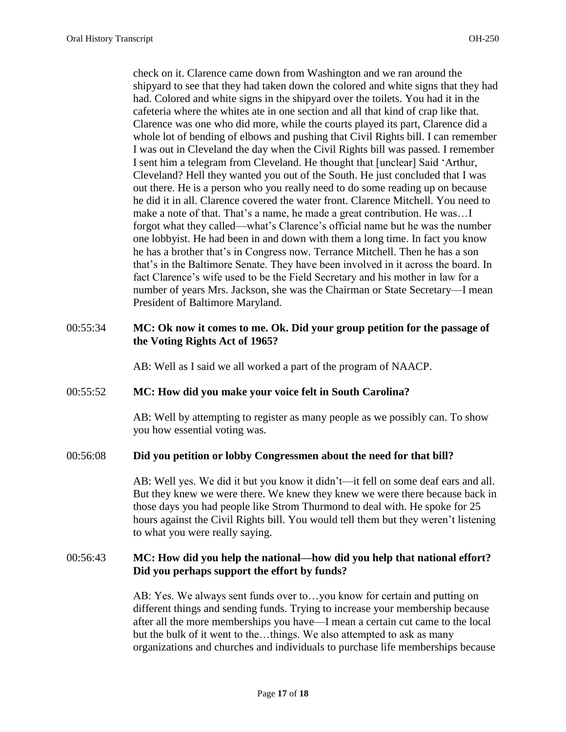check on it. Clarence came down from Washington and we ran around the shipyard to see that they had taken down the colored and white signs that they had had. Colored and white signs in the shipyard over the toilets. You had it in the cafeteria where the whites ate in one section and all that kind of crap like that. Clarence was one who did more, while the courts played its part, Clarence did a whole lot of bending of elbows and pushing that Civil Rights bill. I can remember I was out in Cleveland the day when the Civil Rights bill was passed. I remember I sent him a telegram from Cleveland. He thought that [unclear] Said 'Arthur, Cleveland? Hell they wanted you out of the South. He just concluded that I was out there. He is a person who you really need to do some reading up on because he did it in all. Clarence covered the water front. Clarence Mitchell. You need to make a note of that. That's a name, he made a great contribution. He was…I forgot what they called—what's Clarence's official name but he was the number one lobbyist. He had been in and down with them a long time. In fact you know he has a brother that's in Congress now. Terrance Mitchell. Then he has a son that's in the Baltimore Senate. They have been involved in it across the board. In fact Clarence's wife used to be the Field Secretary and his mother in law for a number of years Mrs. Jackson, she was the Chairman or State Secretary—I mean President of Baltimore Maryland.

00:55:34 **MC: Ok now it comes to me. Ok. Did your group petition for the passage of the Voting Rights Act of 1965?**

AB: Well as I said we all worked a part of the program of NAACP.

00:55:52 **MC: How did you make your voice felt in South Carolina?**

AB: Well by attempting to register as many people as we possibly can. To show you how essential voting was.

00:56:08 **Did you petition or lobby Congressmen about the need for that bill?**

AB: Well yes. We did it but you know it didn't—it fell on some deaf ears and all. But they knew we were there. We knew they knew we were there because back in those days you had people like Strom Thurmond to deal with. He spoke for 25 hours against the Civil Rights bill. You would tell them but they weren't listening to what you were really saying.

00:56:43 **MC: How did you help the national—how did you help that national effort? Did you perhaps support the effort by funds?**

AB: Yes. We always sent funds over to…you know for certain and putting on different things and sending funds. Trying to increase your membership because after all the more memberships you have—I mean a certain cut came to the local but the bulk of it went to the…things. We also attempted to ask as many organizations and churches and individuals to purchase life memberships because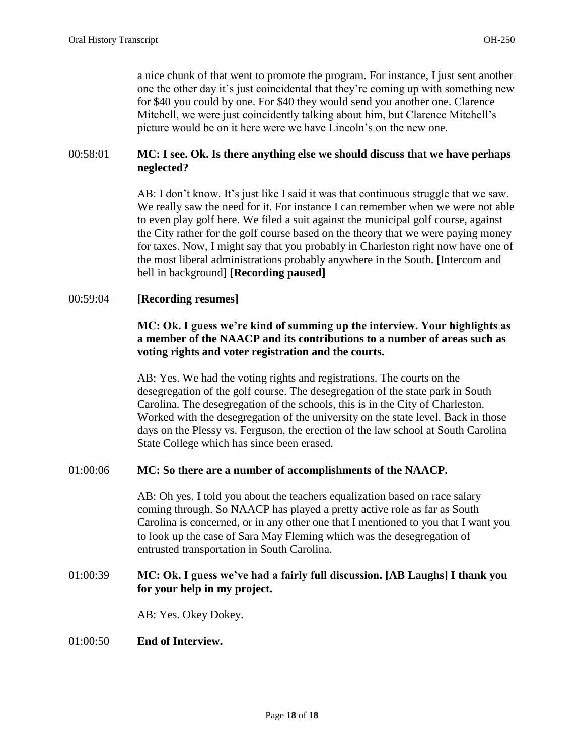a nice chunk of that went to promote the program. For instance, I just sent another one the other day it's just coincidental that they're coming up with something new for $40 you could by one. For $40 they would send you another one. Clarence Mitchell, we were just coincidently talking about him, but Clarence Mitchell's picture would be on it here were we have Lincoln's on the new one.

00:58:01 **MC: I see. Ok. Is there anything else we should discuss that we have perhaps neglected?**

AB: I don't know. It's just like I said it was that continuous struggle that we saw. We really saw the need for it. For instance I can remember when we were not able to even play golf here. We filed a suit against the municipal golf course, against the City rather for the golf course based on the theory that we were paying money for taxes. Now, I might say that you probably in Charleston right now have one of the most liberal administrations probably anywhere in the South. [Intercom and bell in background] **[Recording paused]**

00:59:04 **[Recording resumes]**

**MC: Ok. I guess we're kind of summing up the interview. Your highlights as a member of the NAACP and its contributions to a number of areas such as voting rights and voter registration and the courts.**

AB: Yes. We had the voting rights and registrations. The courts on the desegregation of the golf course. The desegregation of the state park in South Carolina. The desegregation of the schools, this is in the City of Charleston. Worked with the desegregation of the university on the state level. Back in those days on the Plessy vs. Ferguson, the erection of the law school at South Carolina State College which has since been erased.

01:00:06 **MC: So there are a number of accomplishments of the NAACP.**

AB: Oh yes. I told you about the teachers equalization based on race salary coming through. So NAACP has played a pretty active role as far as South Carolina is concerned, or in any other one that I mentioned to you that I want you to look up the case of Sara May Fleming which was the desegregation of entrusted transportation in South Carolina.

01:00:39 **MC: Ok. I guess we've had a fairly full discussion. [AB Laughs] I thank you for your help in my project.**

AB: Yes. Okey Dokey.

01:00:50 **End of Interview.**